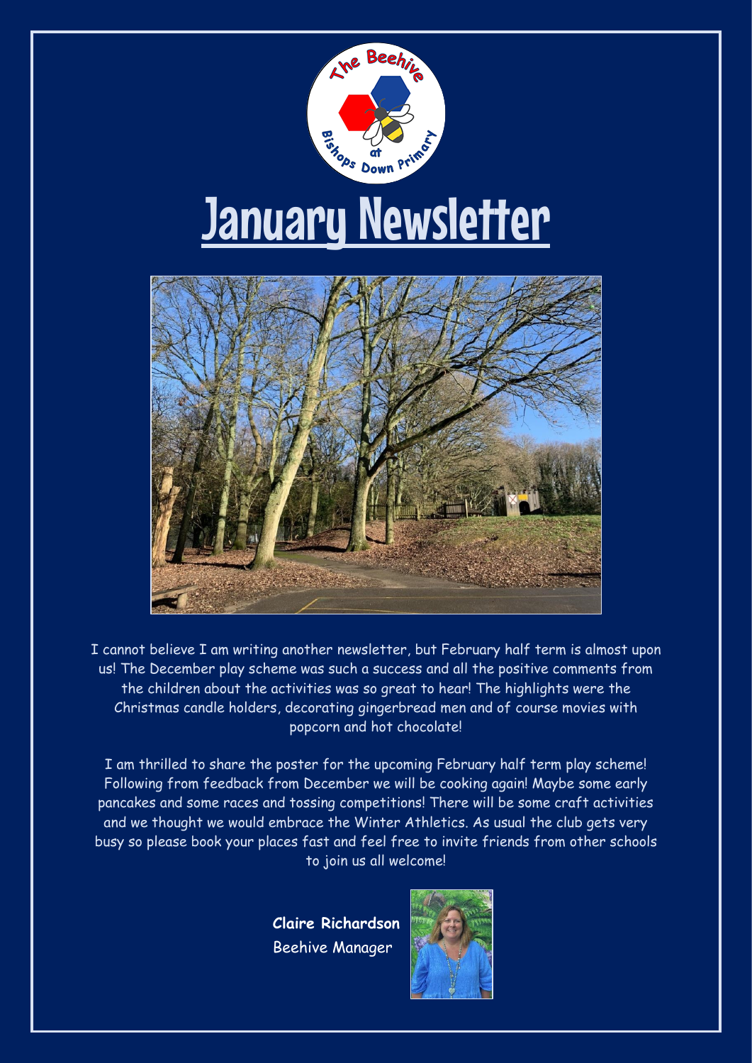# January Newsletter

I cannot believe I am writing another newsletter, but February half term is almost upon us! The December play scheme was such a success and all the positive comments from the children about the activities was so great to hear! The highlights were the Christmas candle holders, decorating gingerbread men and of course movies with popcorn and hot chocolate!

I am thrilled to share the poster for the upcoming February half term play scheme! Following from feedback from December we will be cooking again! Maybe some early pancakes and some races and tossing competitions! There will be some craft activities and we thought we would embrace the Winter Athletics. As usual the club gets very busy so please book your places fast and feel free to invite friends from other schools to join us all welcome!

**Claire Richardson**
Beehive Manager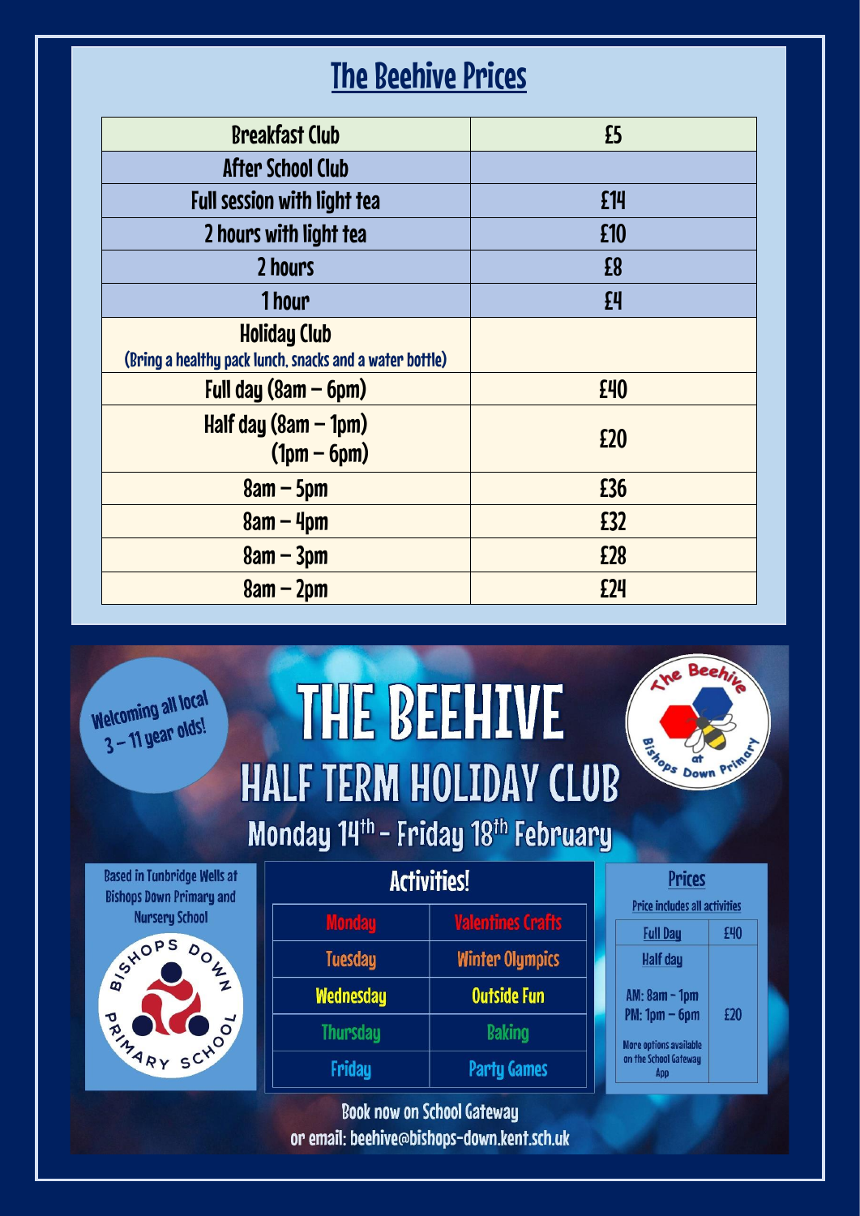# The Beehive Prices

| Breakfast Club | £5 |
|---|---|
| **After School Club** | |
| Full session with light tea | £14 |
| 2 hours with light tea | £10 |
| 2 hours | £8 |
| 1 hour | £4 |
| **Holiday Club** (Bring a healthy pack lunch, snacks and a water bottle) | |
| Full day (8am – 6pm) | £40 |
| Half day (8am – 1pm) (1pm – 6pm) | £20 |
| 8am – 5pm | £36 |
| 8am – 4pm | £32 |
| 8am – 3pm | £28 |
| 8am – 2pm | £24 |

Welcoming all local 3 – 11 year olds!

# THE BEEHIVE

## HALF TERM HOLIDAY CLUB

### Monday 14th - Friday 18th February

The Beehive at Bishops Down Primary

Based in Tunbridge Wells at Bishops Down Primary and Nursery School

Bishops Down Primary School

**Activities!**

| Day | Activity |
|---|---|
| Monday | Valentines Crafts |
| Tuesday | Winter Olympics |
| Wednesday | Outside Fun |
| Thursday | Baking |
| Friday | Party Games |

**Prices**

Price includes all activities

| Full Day | £40 |
|---|---|
| Half day<br>AM: 8am - 1pm<br>PM: 1pm – 6pm<br>More options available on the School Gateway App | £20 |

Book now on School Gateway
or email: beehive@bishops-down.kent.sch.uk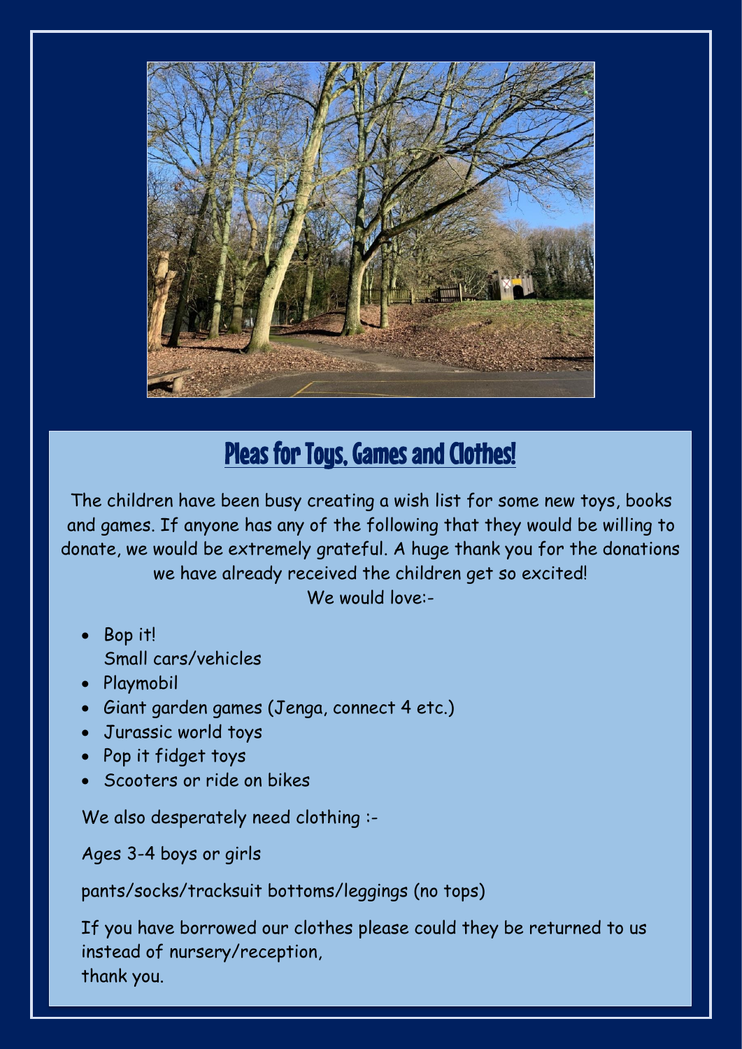## Pleas for Toys, Games and Clothes!

The children have been busy creating a wish list for some new toys, books and games. If anyone has any of the following that they would be willing to donate, we would be extremely grateful. A huge thank you for the donations we have already received the children get so excited!

We would love:-

- Bop it!
  Small cars/vehicles
- Playmobil
- Giant garden games (Jenga, connect 4 etc.)
- Jurassic world toys
- Pop it fidget toys
- Scooters or ride on bikes

We also desperately need clothing :-

Ages 3-4 boys or girls

pants/socks/tracksuit bottoms/leggings (no tops)

If you have borrowed our clothes please could they be returned to us instead of nursery/reception,
thank you.